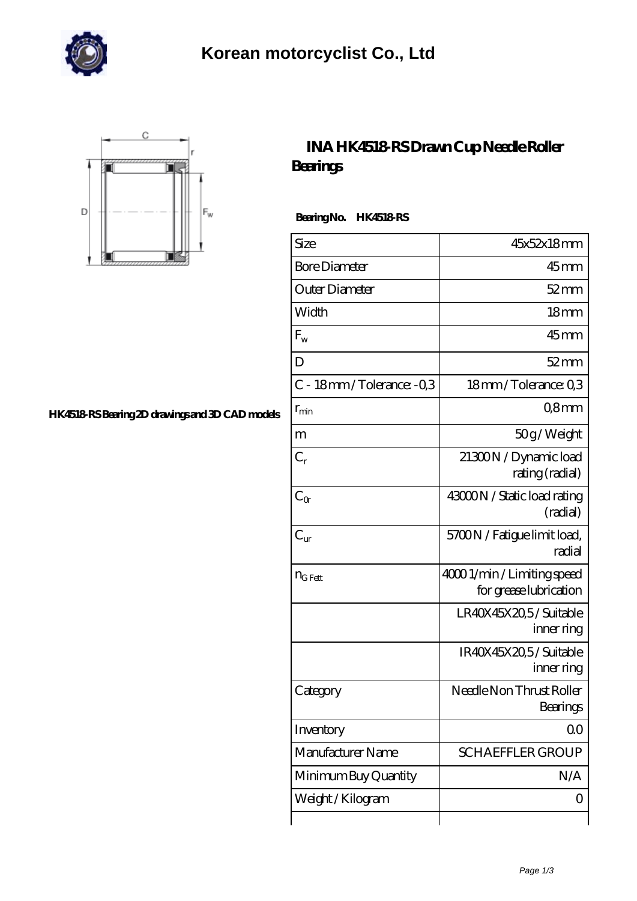# Korean motorcyclist Co., Ltd

HK4518-RS Bearing 2D drawings and 3D CAD models

## INA HK4518-RS Drawn Cup Needle Roller Bearings

**Bearing No. HK4518-RS**

| | |
|---|---|
| Size | 45x52x18 mm |
| Bore Diameter | 45 mm |
| Outer Diameter | 52 mm |
| Width | 18 mm |
| $F_w$ | 45 mm |
| D | 52 mm |
| C - 18 mm / Tolerance: -0,3 | 18 mm / Tolerance: 0,3 |
| $r_{min}$ | 0,8 mm |
| m | 50 g / Weight |
| $C_r$ | 21300 N / Dynamic load rating (radial) |
| $C_{0r}$ | 43000 N / Static load rating (radial) |
| $C_{ur}$ | 5700 N / Fatigue limit load, radial |
| $n_{G\ Fett}$ | 4000 1/min / Limiting speed for grease lubrication |
| | LR40X45X20,5 / Suitable inner ring |
| | IR40X45X20,5 / Suitable inner ring |
| Category | Needle Non Thrust Roller Bearings |
| Inventory | 0.0 |
| Manufacturer Name | SCHAEFFLER GROUP |
| Minimum Buy Quantity | N/A |
| Weight / Kilogram | 0 |
| | |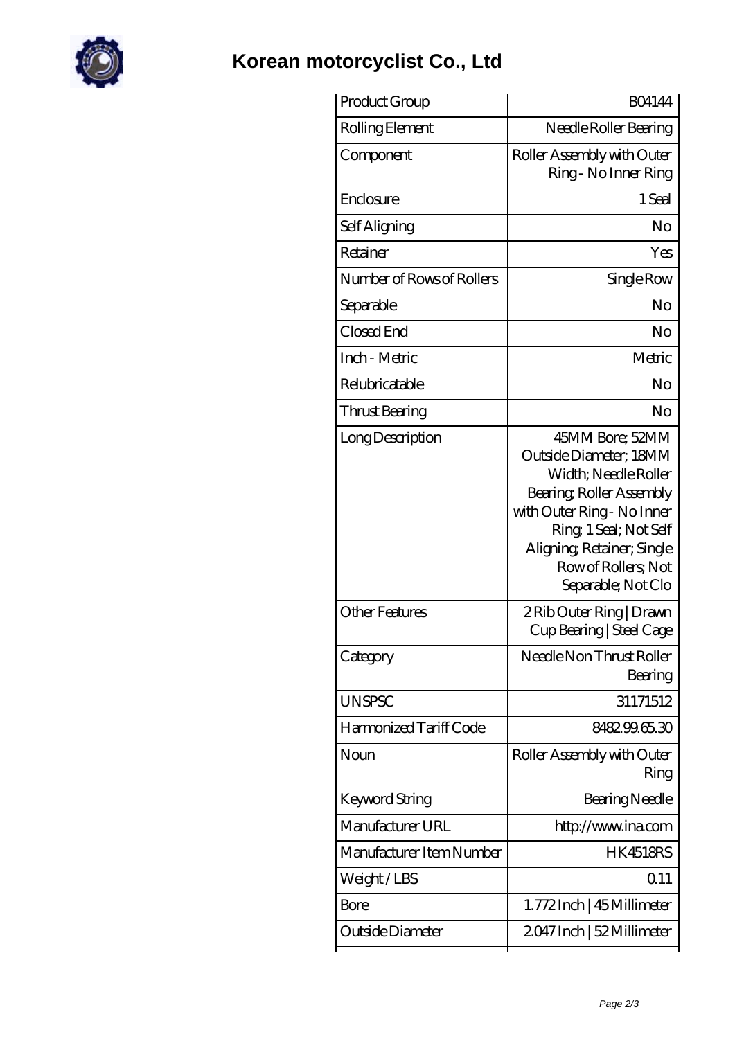# Korean motorcyclist Co., Ltd

| Product Group | B04144 |
| --- | --- |
| Rolling Element | Needle Roller Bearing |
| Component | Roller Assembly with Outer Ring - No Inner Ring |
| Enclosure | 1 Seal |
| Self Aligning | No |
| Retainer | Yes |
| Number of Rows of Rollers | Single Row |
| Separable | No |
| Closed End | No |
| Inch - Metric | Metric |
| Relubricatable | No |
| Thrust Bearing | No |
| Long Description | 45MM Bore; 52MM Outside Diameter; 18MM Width; Needle Roller Bearing; Roller Assembly with Outer Ring - No Inner Ring; 1 Seal; Not Self Aligning; Retainer; Single Row of Rollers; Not Separable; Not Clo |
| Other Features | 2 Rib Outer Ring \| Drawn Cup Bearing \| Steel Cage |
| Category | Needle Non Thrust Roller Bearing |
| UNSPSC | 31171512 |
| Harmonized Tariff Code | 8482.99.65.30 |
| Noun | Roller Assembly with Outer Ring |
| Keyword String | Bearing Needle |
| Manufacturer URL | http://www.ina.com |
| Manufacturer Item Number | HK4518RS |
| Weight / LBS | 0.11 |
| Bore | 1.772 Inch \| 45 Millimeter |
| Outside Diameter | 2.047 Inch \| 52 Millimeter |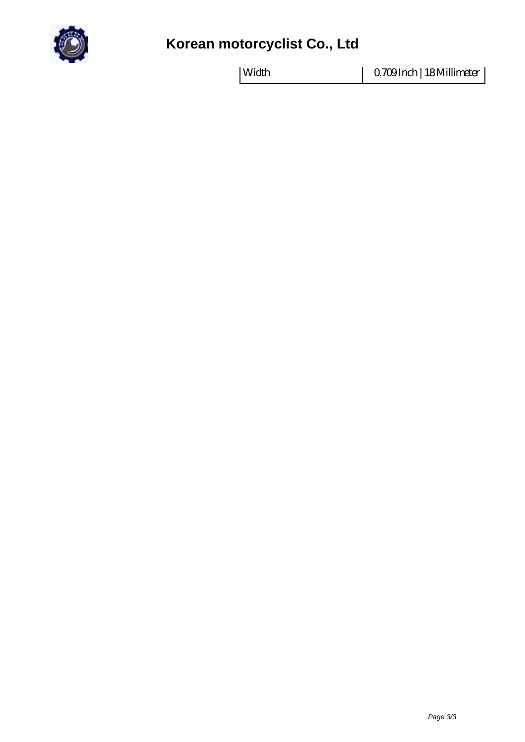| | |
|---|---|
| Width | 0.709 Inch \| 18 Millimeter |